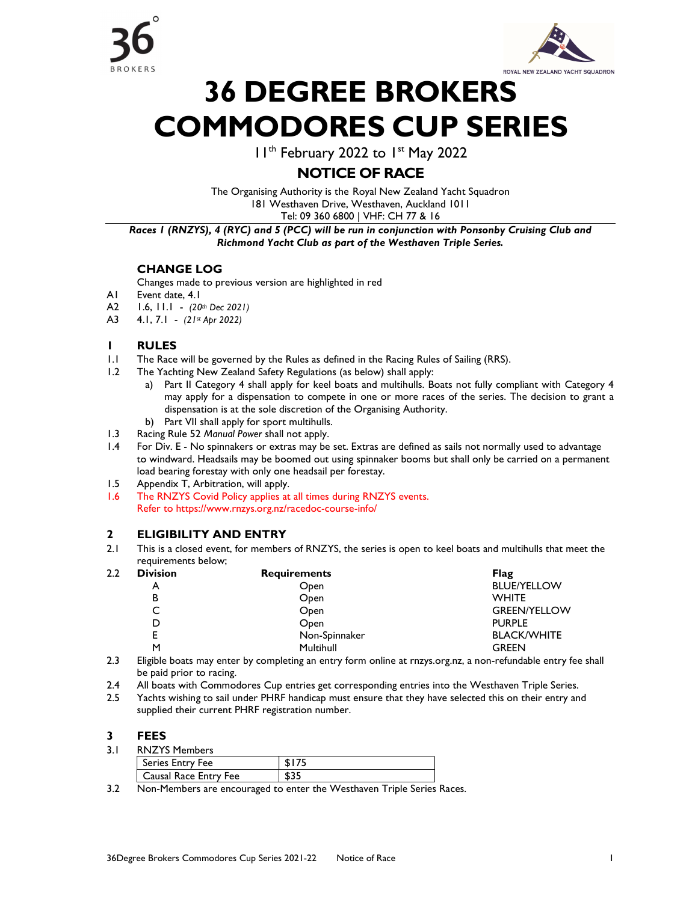36° BROKERS

ROYAL NEW ZEALAND YACHT SQUADRON

# 36 DEGREE BROKERS COMMODORES CUP SERIES

11th February 2022 to 1st May 2022

## NOTICE OF RACE

The Organising Authority is the Royal New Zealand Yacht Squadron
181 Westhaven Drive, Westhaven, Auckland 1011
Tel: 09 360 6800 | VHF: CH 77 & 16

***Races 1 (RNZYS), 4 (RYC) and 5 (PCC) will be run in conjunction with Ponsonby Cruising Club and Richmond Yacht Club as part of the Westhaven Triple Series.***

### CHANGE LOG

Changes made to previous version are highlighted in red

A1 Event date, 4.1
A2 1.6, 11.1 - *(20th Dec 2021)*
A3 4.1, 7.1 - *(21st Apr 2022)*

### 1 RULES

1.1 The Race will be governed by the Rules as defined in the Racing Rules of Sailing (RRS).

1.2 The Yachting New Zealand Safety Regulations (as below) shall apply:
   a) Part II Category 4 shall apply for keel boats and multihulls. Boats not fully compliant with Category 4 may apply for a dispensation to compete in one or more races of the series. The decision to grant a dispensation is at the sole discretion of the Organising Authority.
   b) Part VII shall apply for sport multihulls.

1.3 Racing Rule 52 *Manual Power* shall not apply.

1.4 For Div. E - No spinnakers or extras may be set. Extras are defined as sails not normally used to advantage to windward. Headsails may be boomed out using spinnaker booms but shall only be carried on a permanent load bearing forestay with only one headsail per forestay.

1.5 Appendix T, Arbitration, will apply.

1.6 The RNZYS Covid Policy applies at all times during RNZYS events.
Refer to https://www.rnzys.org.nz/racedoc-course-info/

### 2 ELIGIBILITY AND ENTRY

2.1 This is a closed event, for members of RNZYS, the series is open to keel boats and multihulls that meet the requirements below;

2.2

| Division | Requirements | Flag |
|---|---|---|
| A | Open | BLUE/YELLOW |
| B | Open | WHITE |
| C | Open | GREEN/YELLOW |
| D | Open | PURPLE |
| E | Non-Spinnaker | BLACK/WHITE |
| M | Multihull | GREEN |

2.3 Eligible boats may enter by completing an entry form online at rnzys.org.nz, a non-refundable entry fee shall be paid prior to racing.

2.4 All boats with Commodores Cup entries get corresponding entries into the Westhaven Triple Series.

2.5 Yachts wishing to sail under PHRF handicap must ensure that they have selected this on their entry and supplied their current PHRF registration number.

### 3 FEES

3.1 RNZYS Members

| Series Entry Fee | $175 |
|---|---|
| Causal Race Entry Fee | $35 |

3.2 Non-Members are encouraged to enter the Westhaven Triple Series Races.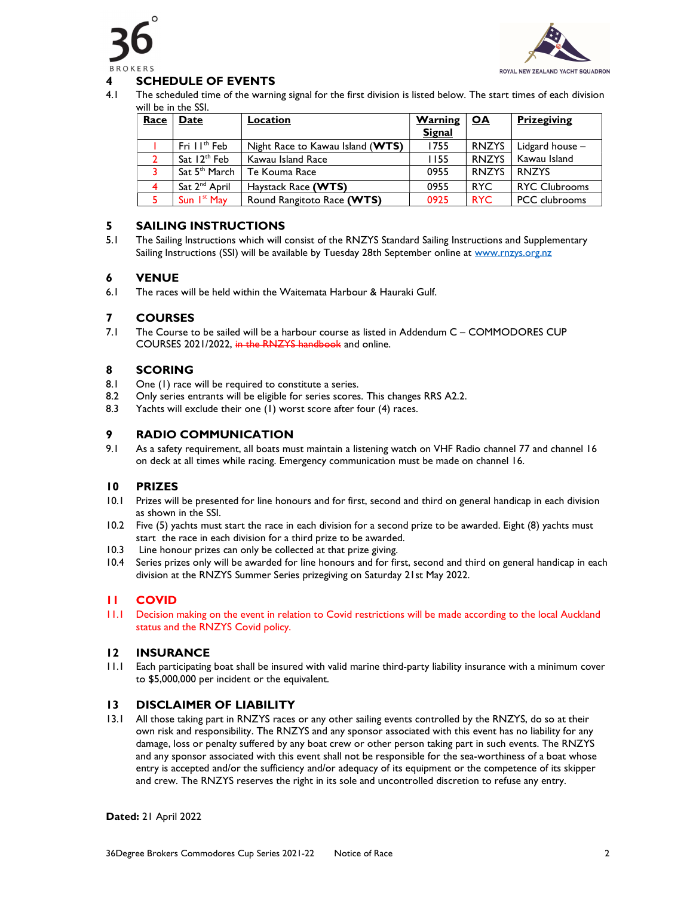## 4 SCHEDULE OF EVENTS

4.1 The scheduled time of the warning signal for the first division is listed below. The start times of each division will be in the SSI.

| Race | Date | Location | Warning Signal | OA | Prizegiving |
|---|---|---|---|---|---|
| 1 | Fri 11th Feb | Night Race to Kawau Island (**WTS**) | 1755 | RNZYS | Lidgard house – |
| 2 | Sat 12th Feb | Kawau Island Race | 1155 | RNZYS | Kawau Island |
| 3 | Sat 5th March | Te Kouma Race | 0955 | RNZYS | RNZYS |
| 4 | Sat 2nd April | Haystack Race (**WTS**) | 0955 | RYC | RYC Clubrooms |
| 5 | Sun 1st May | Round Rangitoto Race (**WTS**) | 0925 | RYC | PCC clubrooms |

## 5 SAILING INSTRUCTIONS

5.1 The Sailing Instructions which will consist of the RNZYS Standard Sailing Instructions and Supplementary Sailing Instructions (SSI) will be available by Tuesday 28th September online at www.rnzys.org.nz

## 6 VENUE

6.1 The races will be held within the Waitemata Harbour & Hauraki Gulf.

## 7 COURSES

7.1 The Course to be sailed will be a harbour course as listed in Addendum C – COMMODORES CUP COURSES 2021/2022, ~~in the RNZYS handbook~~ and online.

## 8 SCORING

8.1 One (1) race will be required to constitute a series.

8.2 Only series entrants will be eligible for series scores. This changes RRS A2.2.

8.3 Yachts will exclude their one (1) worst score after four (4) races.

## 9 RADIO COMMUNICATION

9.1 As a safety requirement, all boats must maintain a listening watch on VHF Radio channel 77 and channel 16 on deck at all times while racing. Emergency communication must be made on channel 16.

## 10 PRIZES

10.1 Prizes will be presented for line honours and for first, second and third on general handicap in each division as shown in the SSI.

10.2 Five (5) yachts must start the race in each division for a second prize to be awarded. Eight (8) yachts must start the race in each division for a third prize to be awarded.

10.3 Line honour prizes can only be collected at that prize giving.

10.4 Series prizes only will be awarded for line honours and for first, second and third on general handicap in each division at the RNZYS Summer Series prizegiving on Saturday 21st May 2022.

## 11 COVID

11.1 Decision making on the event in relation to Covid restrictions will be made according to the local Auckland status and the RNZYS Covid policy.

## 12 INSURANCE

11.1 Each participating boat shall be insured with valid marine third-party liability insurance with a minimum cover to $5,000,000 per incident or the equivalent.

## 13 DISCLAIMER OF LIABILITY

13.1 All those taking part in RNZYS races or any other sailing events controlled by the RNZYS, do so at their own risk and responsibility. The RNZYS and any sponsor associated with this event has no liability for any damage, loss or penalty suffered by any boat crew or other person taking part in such events. The RNZYS and any sponsor associated with this event shall not be responsible for the sea-worthiness of a boat whose entry is accepted and/or the sufficiency and/or adequacy of its equipment or the competence of its skipper and crew. The RNZYS reserves the right in its sole and uncontrolled discretion to refuse any entry.

**Dated:** 21 April 2022